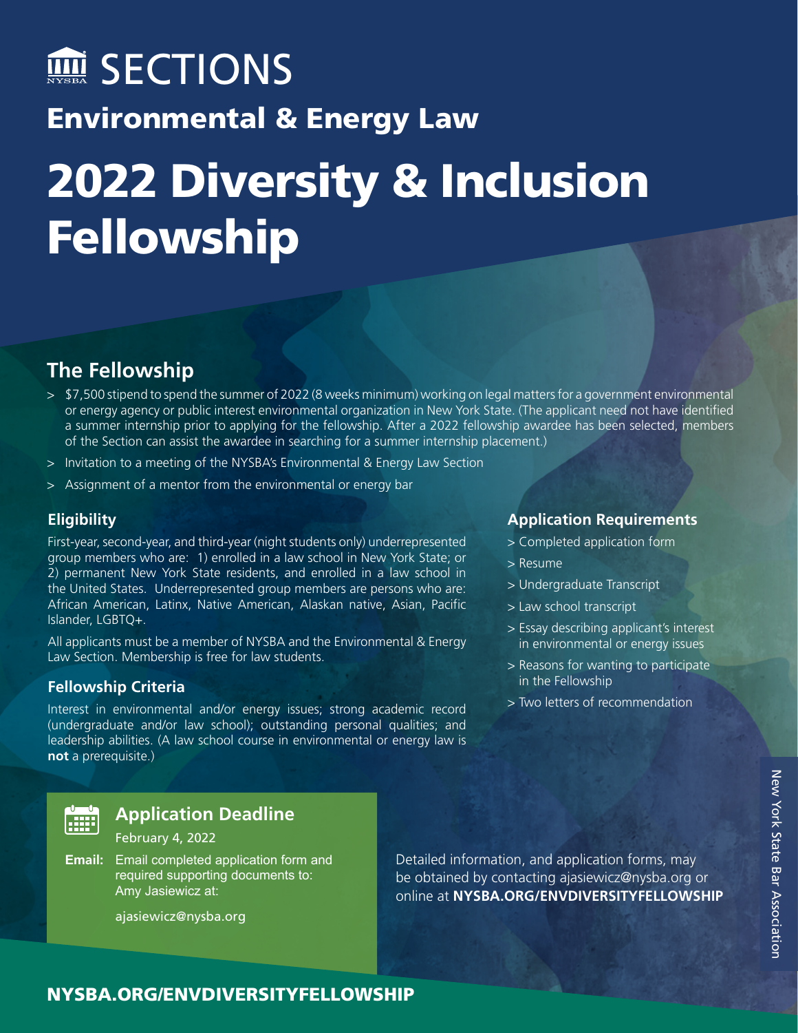SECTIONS

## Environmental & Energy Law

# 2022 Diversity & Inclusion Fellowship

## The Fellowship

> $7,500 stipend to spend the summer of 2022 (8 weeks minimum) working on legal matters for a government environmental or energy agency or public interest environmental organization in New York State. (The applicant need not have identified a summer internship prior to applying for the fellowship. After a 2022 fellowship awardee has been selected, members of the Section can assist the awardee in searching for a summer internship placement.)

> Invitation to a meeting of the NYSBA's Environmental & Energy Law Section

> Assignment of a mentor from the environmental or energy bar

### Eligibility

First-year, second-year, and third-year (night students only) underrepresented group members who are: 1) enrolled in a law school in New York State; or 2) permanent New York State residents, and enrolled in a law school in the United States. Underrepresented group members are persons who are: African American, Latinx, Native American, Alaskan native, Asian, Pacific Islander, LGBTQ+.

All applicants must be a member of NYSBA and the Environmental & Energy Law Section. Membership is free for law students.

### Fellowship Criteria

Interest in environmental and/or energy issues; strong academic record (undergraduate and/or law school); outstanding personal qualities; and leadership abilities. (A law school course in environmental or energy law is **not** a prerequisite.)

### Application Requirements

> Completed application form

> Resume

> Undergraduate Transcript

> Law school transcript

> Essay describing applicant's interest in environmental or energy issues

> Reasons for wanting to participate in the Fellowship

> Two letters of recommendation

### Application Deadline

February 4, 2022

**Email:** Email completed application form and required supporting documents to: Amy Jasiewicz at:

ajasiewicz@nysba.org

Detailed information, and application forms, may be obtained by contacting ajasiewicz@nysba.org or online at **NYSBA.ORG/ENVDIVERSITYFELLOWSHIP**

New York State Bar Association

**NYSBA.ORG/ENVDIVERSITYFELLOWSHIP**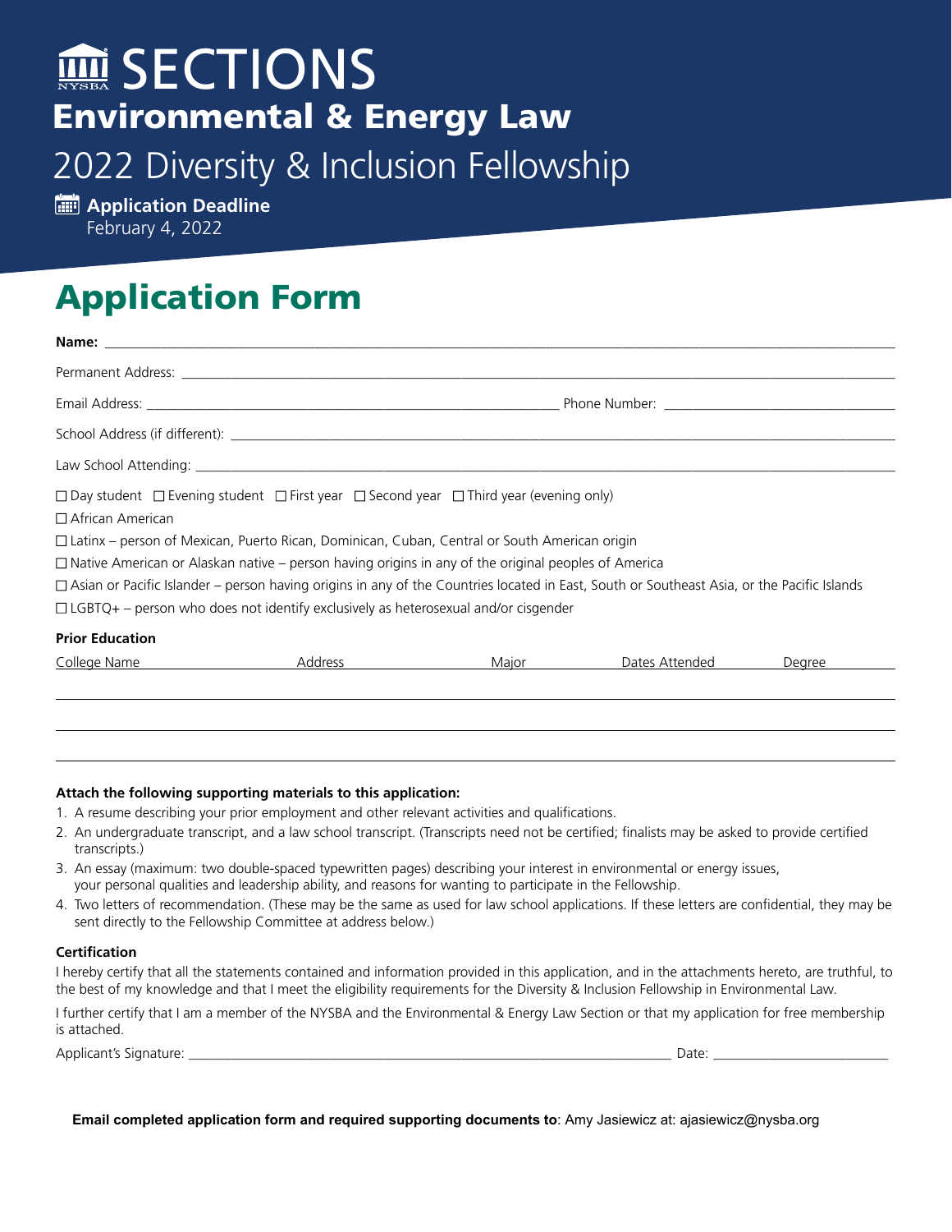# SECTIONS

## Environmental & Energy Law

## 2022 Diversity & Inclusion Fellowship

**Application Deadline**
February 4, 2022

# Application Form

**Name:** ______________________________________________

Permanent Address: ______________________________________________

Email Address: ______________________________ Phone Number: ______________________

School Address (if different): ______________________________________________

Law School Attending: ______________________________________________

☐ Day student ☐ Evening student ☐ First year ☐ Second year ☐ Third year (evening only)

☐ African American

☐ Latinx – person of Mexican, Puerto Rican, Dominican, Cuban, Central or South American origin

☐ Native American or Alaskan native – person having origins in any of the original peoples of America

☐ Asian or Pacific Islander – person having origins in any of the Countries located in East, South or Southeast Asia, or the Pacific Islands

☐ LGBTQ+ – person who does not identify exclusively as heterosexual and/or cisgender

**Prior Education**

| College Name | Address | Major | Dates Attended | Degree |
|---|---|---|---|---|
| | | | | |
| | | | | |
| | | | | |

**Attach the following supporting materials to this application:**

1. A resume describing your prior employment and other relevant activities and qualifications.
2. An undergraduate transcript, and a law school transcript. (Transcripts need not be certified; finalists may be asked to provide certified transcripts.)
3. An essay (maximum: two double-spaced typewritten pages) describing your interest in environmental or energy issues, your personal qualities and leadership ability, and reasons for wanting to participate in the Fellowship.
4. Two letters of recommendation. (These may be the same as used for law school applications. If these letters are confidential, they may be sent directly to the Fellowship Committee at address below.)

**Certification**

I hereby certify that all the statements contained and information provided in this application, and in the attachments hereto, are truthful, to the best of my knowledge and that I meet the eligibility requirements for the Diversity & Inclusion Fellowship in Environmental Law.

I further certify that I am a member of the NYSBA and the Environmental & Energy Law Section or that my application for free membership is attached.

Applicant's Signature: ______________________________ Date: ______________

**Email completed application form and required supporting documents to**: Amy Jasiewicz at: ajasiewicz@nysba.org